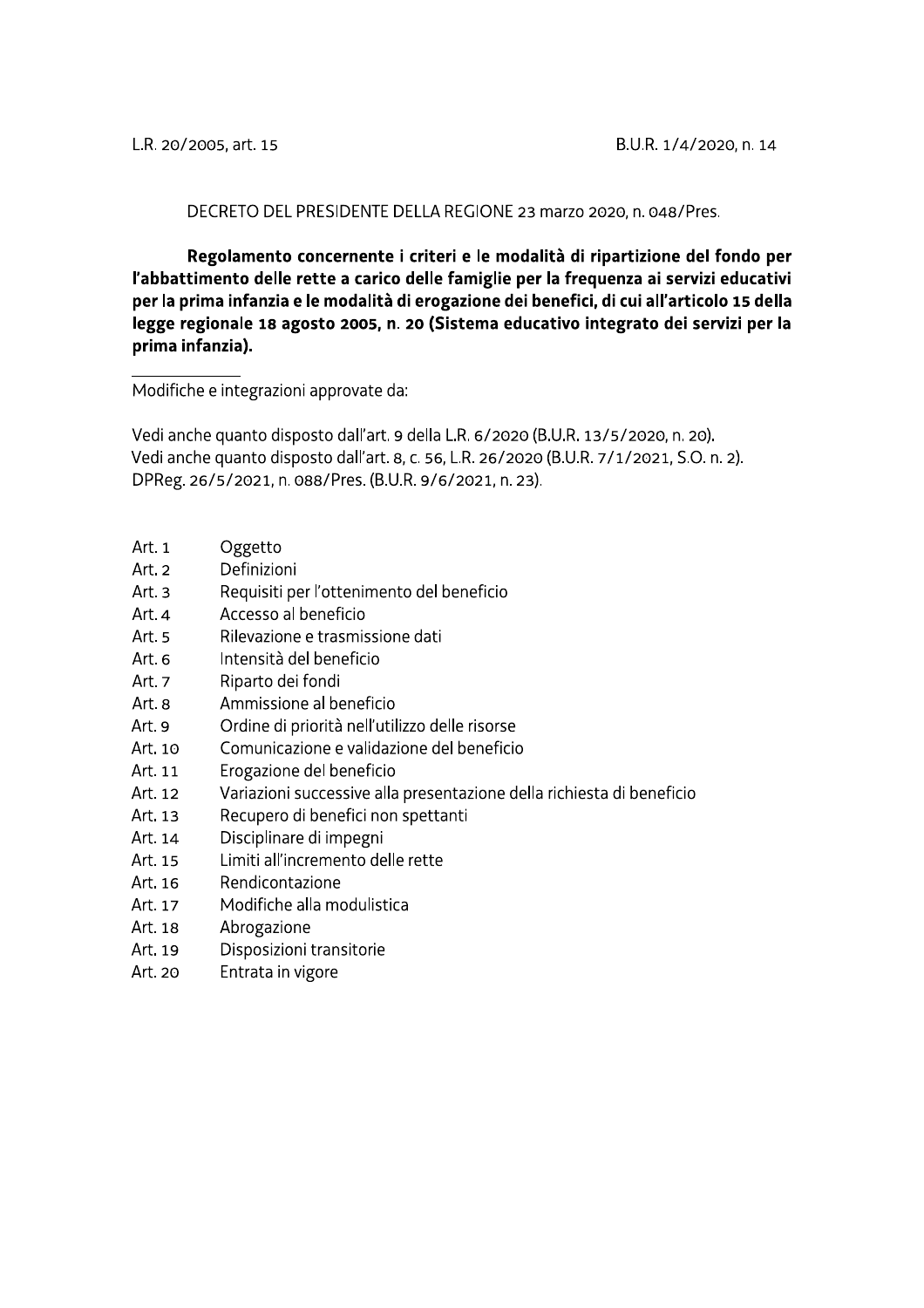L.R. 20/2005, art. 15 B.U.R. 1/4/2020, n. 14

DECRETO DEL PRESIDENTE DELLA REGIONE 23 marzo 2020, n. 048/Pres.

**Regolamento concernente i criteri e le modalità di ripartizione del fondo per l'abbattimento delle rette a carico delle famiglie per la frequenza ai servizi educativi per la prima infanzia e le modalità di erogazione dei benefici, di cui all'articolo 15 della legge regionale 18 agosto 2005, n. 20 (Sistema educativo integrato dei servizi per la prima infanzia).**

---

Modifiche e integrazioni approvate da:

Vedi anche quanto disposto dall'art. 9 della L.R. 6/2020 (B.U.R. 13/5/2020, n. 20).
Vedi anche quanto disposto dall'art. 8, c. 56, L.R. 26/2020 (B.U.R. 7/1/2021, S.O. n. 2).
DPReg. 26/5/2021, n. 088/Pres. (B.U.R. 9/6/2021, n. 23).

- Art. 1 Oggetto
- Art. 2 Definizioni
- Art. 3 Requisiti per l'ottenimento del beneficio
- Art. 4 Accesso al beneficio
- Art. 5 Rilevazione e trasmissione dati
- Art. 6 Intensità del beneficio
- Art. 7 Riparto dei fondi
- Art. 8 Ammissione al beneficio
- Art. 9 Ordine di priorità nell'utilizzo delle risorse
- Art. 10 Comunicazione e validazione del beneficio
- Art. 11 Erogazione del beneficio
- Art. 12 Variazioni successive alla presentazione della richiesta di beneficio
- Art. 13 Recupero di benefici non spettanti
- Art. 14 Disciplinare di impegni
- Art. 15 Limiti all'incremento delle rette
- Art. 16 Rendicontazione
- Art. 17 Modifiche alla modulistica
- Art. 18 Abrogazione
- Art. 19 Disposizioni transitorie
- Art. 20 Entrata in vigore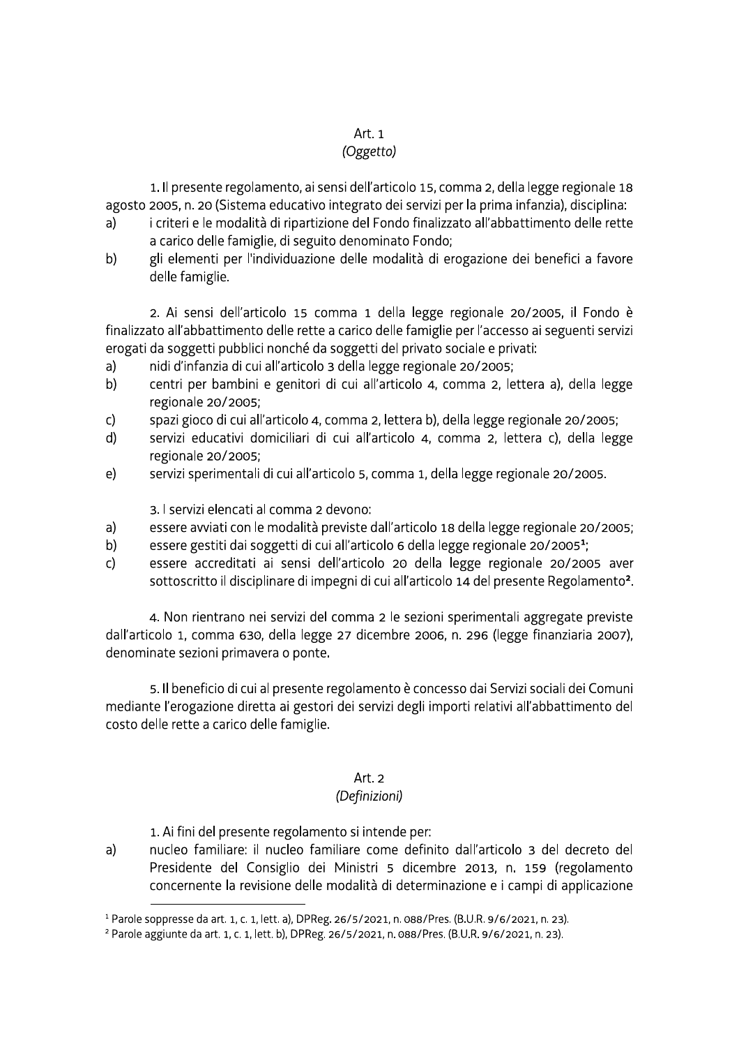## Art. 1
### *(Oggetto)*

1. Il presente regolamento, ai sensi dell'articolo 15, comma 2, della legge regionale 18 agosto 2005, n. 20 (Sistema educativo integrato dei servizi per la prima infanzia), disciplina:

a) i criteri e le modalità di ripartizione del Fondo finalizzato all'abbattimento delle rette a carico delle famiglie, di seguito denominato Fondo;

b) gli elementi per l'individuazione delle modalità di erogazione dei benefici a favore delle famiglie.

2. Ai sensi dell'articolo 15 comma 1 della legge regionale 20/2005, il Fondo è finalizzato all'abbattimento delle rette a carico delle famiglie per l'accesso ai seguenti servizi erogati da soggetti pubblici nonché da soggetti del privato sociale e privati:

a) nidi d'infanzia di cui all'articolo 3 della legge regionale 20/2005;

b) centri per bambini e genitori di cui all'articolo 4, comma 2, lettera a), della legge regionale 20/2005;

c) spazi gioco di cui all'articolo 4, comma 2, lettera b), della legge regionale 20/2005;

d) servizi educativi domiciliari di cui all'articolo 4, comma 2, lettera c), della legge regionale 20/2005;

e) servizi sperimentali di cui all'articolo 5, comma 1, della legge regionale 20/2005.

3. I servizi elencati al comma 2 devono:

a) essere avviati con le modalità previste dall'articolo 18 della legge regionale 20/2005;

b) essere gestiti dai soggetti di cui all'articolo 6 della legge regionale 20/2005[1];

c) essere accreditati ai sensi dell'articolo 20 della legge regionale 20/2005 aver sottoscritto il disciplinare di impegni di cui all'articolo 14 del presente Regolamento[2].

4. Non rientrano nei servizi del comma 2 le sezioni sperimentali aggregate previste dall'articolo 1, comma 630, della legge 27 dicembre 2006, n. 296 (legge finanziaria 2007), denominate sezioni primavera o ponte.

5. Il beneficio di cui al presente regolamento è concesso dai Servizi sociali dei Comuni mediante l'erogazione diretta ai gestori dei servizi degli importi relativi all'abbattimento del costo delle rette a carico delle famiglie.

## Art. 2
### *(Definizioni)*

1. Ai fini del presente regolamento si intende per:

a) nucleo familiare: il nucleo familiare come definito dall'articolo 3 del decreto del Presidente del Consiglio dei Ministri 5 dicembre 2013, n. 159 (regolamento concernente la revisione delle modalità di determinazione e i campi di applicazione

---

[1] Parole soppresse da art. 1, c. 1, lett. a), DPReg. 26/5/2021, n. 088/Pres. (B.U.R. 9/6/2021, n. 23).

[2] Parole aggiunte da art. 1, c. 1, lett. b), DPReg. 26/5/2021, n. 088/Pres. (B.U.R. 9/6/2021, n. 23).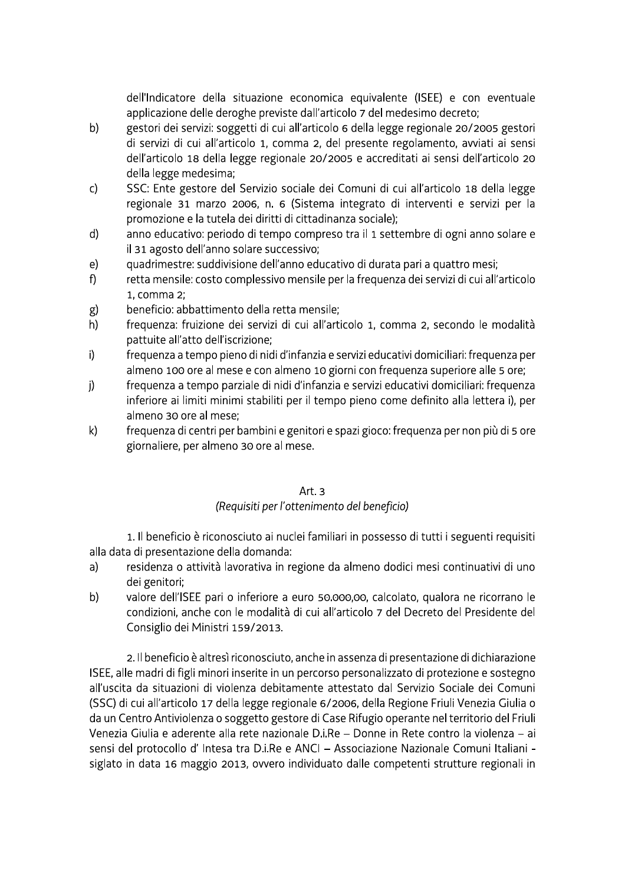dell'Indicatore della situazione economica equivalente (ISEE) e con eventuale applicazione delle deroghe previste dall'articolo 7 del medesimo decreto;

b) gestori dei servizi: soggetti di cui all'articolo 6 della legge regionale 20/2005 gestori di servizi di cui all'articolo 1, comma 2, del presente regolamento, avviati ai sensi dell'articolo 18 della legge regionale 20/2005 e accreditati ai sensi dell'articolo 20 della legge medesima;

c) SSC: Ente gestore del Servizio sociale dei Comuni di cui all'articolo 18 della legge regionale 31 marzo 2006, n. 6 (Sistema integrato di interventi e servizi per la promozione e la tutela dei diritti di cittadinanza sociale);

d) anno educativo: periodo di tempo compreso tra il 1 settembre di ogni anno solare e il 31 agosto dell'anno solare successivo;

e) quadrimestre: suddivisione dell'anno educativo di durata pari a quattro mesi;

f) retta mensile: costo complessivo mensile per la frequenza dei servizi di cui all'articolo 1, comma 2;

g) beneficio: abbattimento della retta mensile;

h) frequenza: fruizione dei servizi di cui all'articolo 1, comma 2, secondo le modalità pattuite all'atto dell'iscrizione;

i) frequenza a tempo pieno di nidi d'infanzia e servizi educativi domiciliari: frequenza per almeno 100 ore al mese e con almeno 10 giorni con frequenza superiore alle 5 ore;

j) frequenza a tempo parziale di nidi d'infanzia e servizi educativi domiciliari: frequenza inferiore ai limiti minimi stabiliti per il tempo pieno come definito alla lettera i), per almeno 30 ore al mese;

k) frequenza di centri per bambini e genitori e spazi gioco: frequenza per non più di 5 ore giornaliere, per almeno 30 ore al mese.

## Art. 3

### *(Requisiti per l'ottenimento del beneficio)*

1. Il beneficio è riconosciuto ai nuclei familiari in possesso di tutti i seguenti requisiti alla data di presentazione della domanda:

a) residenza o attività lavorativa in regione da almeno dodici mesi continuativi di uno dei genitori;

b) valore dell'ISEE pari o inferiore a euro 50.000,00, calcolato, qualora ne ricorrano le condizioni, anche con le modalità di cui all'articolo 7 del Decreto del Presidente del Consiglio dei Ministri 159/2013.

2. Il beneficio è altresì riconosciuto, anche in assenza di presentazione di dichiarazione ISEE, alle madri di figli minori inserite in un percorso personalizzato di protezione e sostegno all'uscita da situazioni di violenza debitamente attestato dal Servizio Sociale dei Comuni (SSC) di cui all'articolo 17 della legge regionale 6/2006, della Regione Friuli Venezia Giulia o da un Centro Antiviolenza o soggetto gestore di Case Rifugio operante nel territorio del Friuli Venezia Giulia e aderente alla rete nazionale D.i.Re – Donne in Rete contro la violenza – ai sensi del protocollo d' Intesa tra D.i.Re e ANCI – Associazione Nazionale Comuni Italiani - siglato in data 16 maggio 2013, ovvero individuato dalle competenti strutture regionali in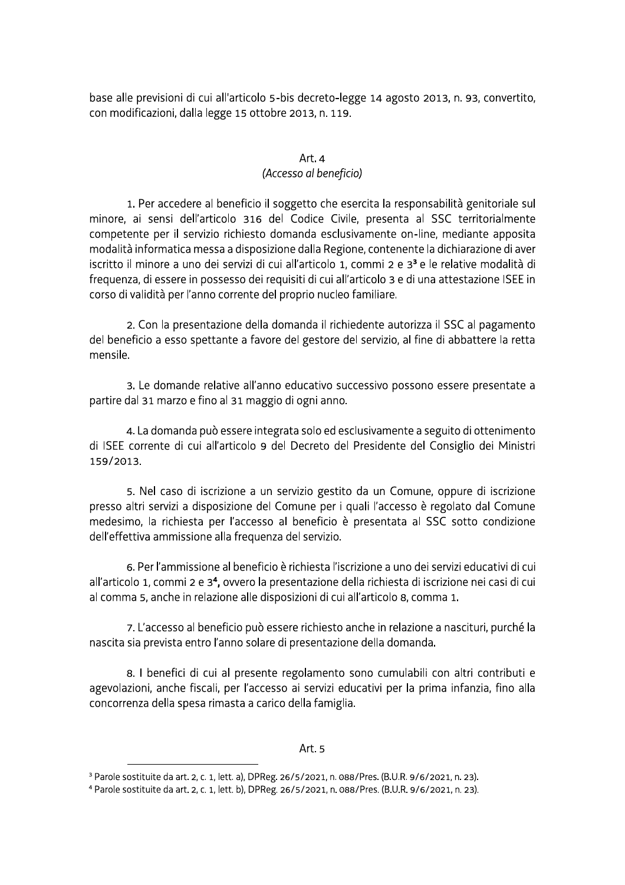base alle previsioni di cui all'articolo 5-bis decreto-legge 14 agosto 2013, n. 93, convertito, con modificazioni, dalla legge 15 ottobre 2013, n. 119.

### Art. 4
*(Accesso al beneficio)*

1. Per accedere al beneficio il soggetto che esercita la responsabilità genitoriale sul minore, ai sensi dell'articolo 316 del Codice Civile, presenta al SSC territorialmente competente per il servizio richiesto domanda esclusivamente on-line, mediante apposita modalità informatica messa a disposizione dalla Regione, contenente la dichiarazione di aver iscritto il minore a uno dei servizi di cui all'articolo 1, commi 2 e 3[3] e le relative modalità di frequenza, di essere in possesso dei requisiti di cui all'articolo 3 e di una attestazione ISEE in corso di validità per l'anno corrente del proprio nucleo familiare.

2. Con la presentazione della domanda il richiedente autorizza il SSC al pagamento del beneficio a esso spettante a favore del gestore del servizio, al fine di abbattere la retta mensile.

3. Le domande relative all'anno educativo successivo possono essere presentate a partire dal 31 marzo e fino al 31 maggio di ogni anno.

4. La domanda può essere integrata solo ed esclusivamente a seguito di ottenimento di ISEE corrente di cui all'articolo 9 del Decreto del Presidente del Consiglio dei Ministri 159/2013.

5. Nel caso di iscrizione a un servizio gestito da un Comune, oppure di iscrizione presso altri servizi a disposizione del Comune per i quali l'accesso è regolato dal Comune medesimo, la richiesta per l'accesso al beneficio è presentata al SSC sotto condizione dell'effettiva ammissione alla frequenza del servizio.

6. Per l'ammissione al beneficio è richiesta l'iscrizione a uno dei servizi educativi di cui all'articolo 1, commi 2 e 3[4], ovvero la presentazione della richiesta di iscrizione nei casi di cui al comma 5, anche in relazione alle disposizioni di cui all'articolo 8, comma 1.

7. L'accesso al beneficio può essere richiesto anche in relazione a nascituri, purché la nascita sia prevista entro l'anno solare di presentazione della domanda.

8. I benefici di cui al presente regolamento sono cumulabili con altri contributi e agevolazioni, anche fiscali, per l'accesso ai servizi educativi per la prima infanzia, fino alla concorrenza della spesa rimasta a carico della famiglia.

### Art. 5

---

[3] Parole sostituite da art. 2, c. 1, lett. a), DPReg. 26/5/2021, n. 088/Pres. (B.U.R. 9/6/2021, n. 23).

[4] Parole sostituite da art. 2, c. 1, lett. b), DPReg. 26/5/2021, n. 088/Pres. (B.U.R. 9/6/2021, n. 23).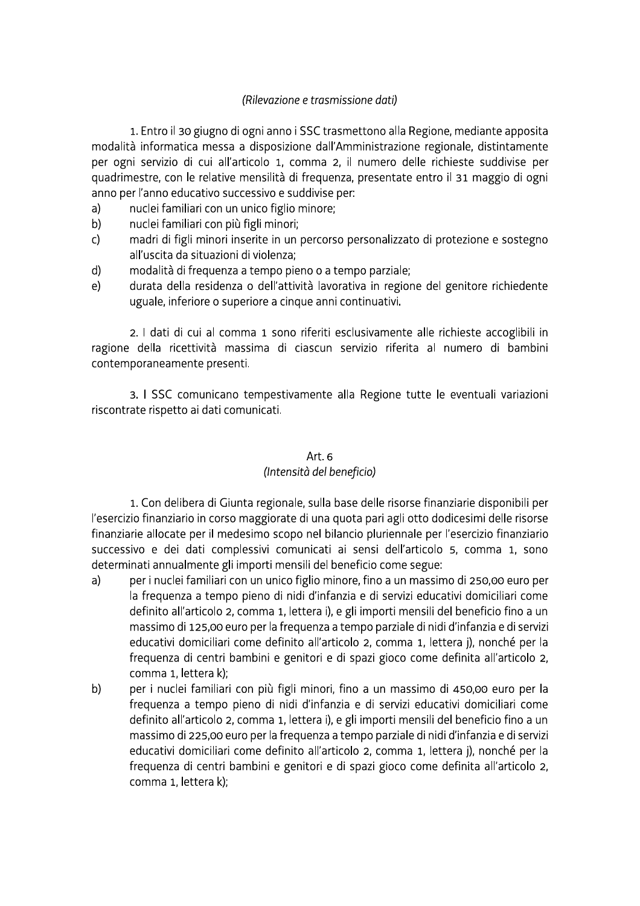*(Rilevazione e trasmissione dati)*

1. Entro il 30 giugno di ogni anno i SSC trasmettono alla Regione, mediante apposita modalità informatica messa a disposizione dall'Amministrazione regionale, distintamente per ogni servizio di cui all'articolo 1, comma 2, il numero delle richieste suddivise per quadrimestre, con le relative mensilità di frequenza, presentate entro il 31 maggio di ogni anno per l'anno educativo successivo e suddivise per:

a) nuclei familiari con un unico figlio minore;
b) nuclei familiari con più figli minori;
c) madri di figli minori inserite in un percorso personalizzato di protezione e sostegno all'uscita da situazioni di violenza;
d) modalità di frequenza a tempo pieno o a tempo parziale;
e) durata della residenza o dell'attività lavorativa in regione del genitore richiedente uguale, inferiore o superiore a cinque anni continuativi.

2. I dati di cui al comma 1 sono riferiti esclusivamente alle richieste accoglibili in ragione della ricettività massima di ciascun servizio riferita al numero di bambini contemporaneamente presenti.

3. I SSC comunicano tempestivamente alla Regione tutte le eventuali variazioni riscontrate rispetto ai dati comunicati.

## Art. 6
*(Intensità del beneficio)*

1. Con delibera di Giunta regionale, sulla base delle risorse finanziarie disponibili per l'esercizio finanziario in corso maggiorate di una quota pari agli otto dodicesimi delle risorse finanziarie allocate per il medesimo scopo nel bilancio pluriennale per l'esercizio finanziario successivo e dei dati complessivi comunicati ai sensi dell'articolo 5, comma 1, sono determinati annualmente gli importi mensili del beneficio come segue:

a) per i nuclei familiari con un unico figlio minore, fino a un massimo di 250,00 euro per la frequenza a tempo pieno di nidi d'infanzia e di servizi educativi domiciliari come definito all'articolo 2, comma 1, lettera i), e gli importi mensili del beneficio fino a un massimo di 125,00 euro per la frequenza a tempo parziale di nidi d'infanzia e di servizi educativi domiciliari come definito all'articolo 2, comma 1, lettera j), nonché per la frequenza di centri bambini e genitori e di spazi gioco come definita all'articolo 2, comma 1, lettera k);
b) per i nuclei familiari con più figli minori, fino a un massimo di 450,00 euro per la frequenza a tempo pieno di nidi d'infanzia e di servizi educativi domiciliari come definito all'articolo 2, comma 1, lettera i), e gli importi mensili del beneficio fino a un massimo di 225,00 euro per la frequenza a tempo parziale di nidi d'infanzia e di servizi educativi domiciliari come definito all'articolo 2, comma 1, lettera j), nonché per la frequenza di centri bambini e genitori e di spazi gioco come definita all'articolo 2, comma 1, lettera k);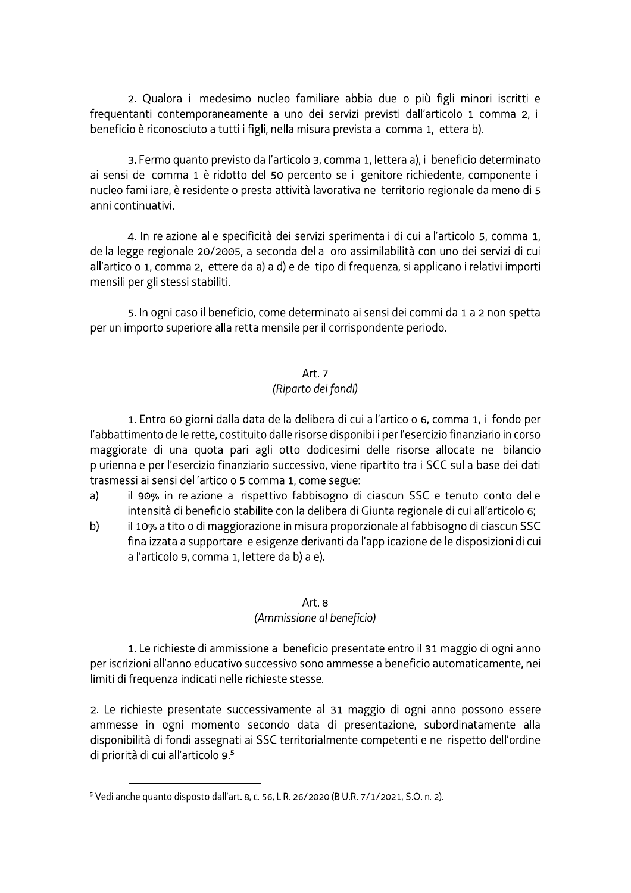2. Qualora il medesimo nucleo familiare abbia due o più figli minori iscritti e frequentanti contemporaneamente a uno dei servizi previsti dall'articolo 1 comma 2, il beneficio è riconosciuto a tutti i figli, nella misura prevista al comma 1, lettera b).

3. Fermo quanto previsto dall'articolo 3, comma 1, lettera a), il beneficio determinato ai sensi del comma 1 è ridotto del 50 percento se il genitore richiedente, componente il nucleo familiare, è residente o presta attività lavorativa nel territorio regionale da meno di 5 anni continuativi.

4. In relazione alle specificità dei servizi sperimentali di cui all'articolo 5, comma 1, della legge regionale 20/2005, a seconda della loro assimilabilità con uno dei servizi di cui all'articolo 1, comma 2, lettere da a) a d) e del tipo di frequenza, si applicano i relativi importi mensili per gli stessi stabiliti.

5. In ogni caso il beneficio, come determinato ai sensi dei commi da 1 a 2 non spetta per un importo superiore alla retta mensile per il corrispondente periodo.

### Art. 7
### *(Riparto dei fondi)*

1. Entro 60 giorni dalla data della delibera di cui all'articolo 6, comma 1, il fondo per l'abbattimento delle rette, costituito dalle risorse disponibili per l'esercizio finanziario in corso maggiorate di una quota pari agli otto dodicesimi delle risorse allocate nel bilancio pluriennale per l'esercizio finanziario successivo, viene ripartito tra i SCC sulla base dei dati trasmessi ai sensi dell'articolo 5 comma 1, come segue:

a) il 90% in relazione al rispettivo fabbisogno di ciascun SSC e tenuto conto delle intensità di beneficio stabilite con la delibera di Giunta regionale di cui all'articolo 6;

b) il 10% a titolo di maggiorazione in misura proporzionale al fabbisogno di ciascun SSC finalizzata a supportare le esigenze derivanti dall'applicazione delle disposizioni di cui all'articolo 9, comma 1, lettere da b) a e).

### Art. 8
### *(Ammissione al beneficio)*

1. Le richieste di ammissione al beneficio presentate entro il 31 maggio di ogni anno per iscrizioni all'anno educativo successivo sono ammesse a beneficio automaticamente, nei limiti di frequenza indicati nelle richieste stesse.

2. Le richieste presentate successivamente al 31 maggio di ogni anno possono essere ammesse in ogni momento secondo data di presentazione, subordinatamente alla disponibilità di fondi assegnati ai SSC territorialmente competenti e nel rispetto dell'ordine di priorità di cui all'articolo 9.[5]

---

[5] Vedi anche quanto disposto dall'art. 8, c. 56, L.R. 26/2020 (B.U.R. 7/1/2021, S.O. n. 2).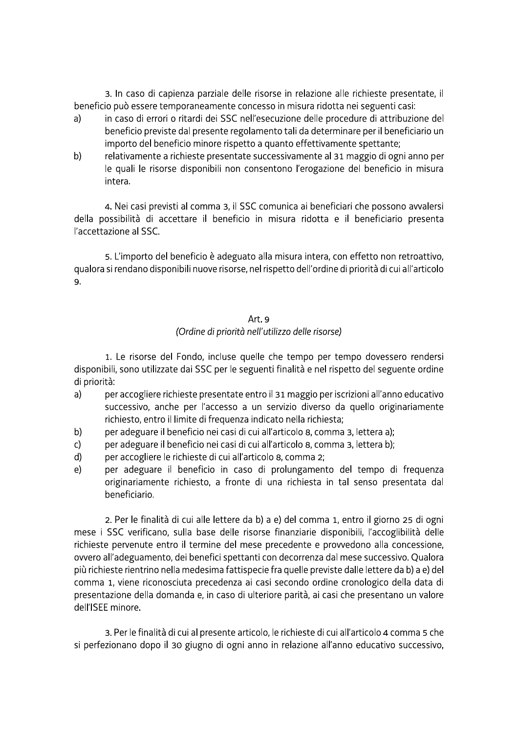3. In caso di capienza parziale delle risorse in relazione alle richieste presentate, il beneficio può essere temporaneamente concesso in misura ridotta nei seguenti casi:

a) in caso di errori o ritardi dei SSC nell'esecuzione delle procedure di attribuzione del beneficio previste dal presente regolamento tali da determinare per il beneficiario un importo del beneficio minore rispetto a quanto effettivamente spettante;

b) relativamente a richieste presentate successivamente al 31 maggio di ogni anno per le quali le risorse disponibili non consentono l'erogazione del beneficio in misura intera.

4. Nei casi previsti al comma 3, il SSC comunica ai beneficiari che possono avvalersi della possibilità di accettare il beneficio in misura ridotta e il beneficiario presenta l'accettazione al SSC.

5. L'importo del beneficio è adeguato alla misura intera, con effetto non retroattivo, qualora si rendano disponibili nuove risorse, nel rispetto dell'ordine di priorità di cui all'articolo 9.

## Art. 9
### *(Ordine di priorità nell'utilizzo delle risorse)*

1. Le risorse del Fondo, incluse quelle che tempo per tempo dovessero rendersi disponibili, sono utilizzate dai SSC per le seguenti finalità e nel rispetto del seguente ordine di priorità:

a) per accogliere richieste presentate entro il 31 maggio per iscrizioni all'anno educativo successivo, anche per l'accesso a un servizio diverso da quello originariamente richiesto, entro il limite di frequenza indicato nella richiesta;

b) per adeguare il beneficio nei casi di cui all'articolo 8, comma 3, lettera a);

c) per adeguare il beneficio nei casi di cui all'articolo 8, comma 3, lettera b);

d) per accogliere le richieste di cui all'articolo 8, comma 2;

e) per adeguare il beneficio in caso di prolungamento del tempo di frequenza originariamente richiesto, a fronte di una richiesta in tal senso presentata dal beneficiario.

2. Per le finalità di cui alle lettere da b) a e) del comma 1, entro il giorno 25 di ogni mese i SSC verificano, sulla base delle risorse finanziarie disponibili, l'accoglibilità delle richieste pervenute entro il termine del mese precedente e provvedono alla concessione, ovvero all'adeguamento, dei benefici spettanti con decorrenza dal mese successivo. Qualora più richieste rientrino nella medesima fattispecie fra quelle previste dalle lettere da b) a e) del comma 1, viene riconosciuta precedenza ai casi secondo ordine cronologico della data di presentazione della domanda e, in caso di ulteriore parità, ai casi che presentano un valore dell'ISEE minore.

3. Per le finalità di cui al presente articolo, le richieste di cui all'articolo 4 comma 5 che si perfezionano dopo il 30 giugno di ogni anno in relazione all'anno educativo successivo,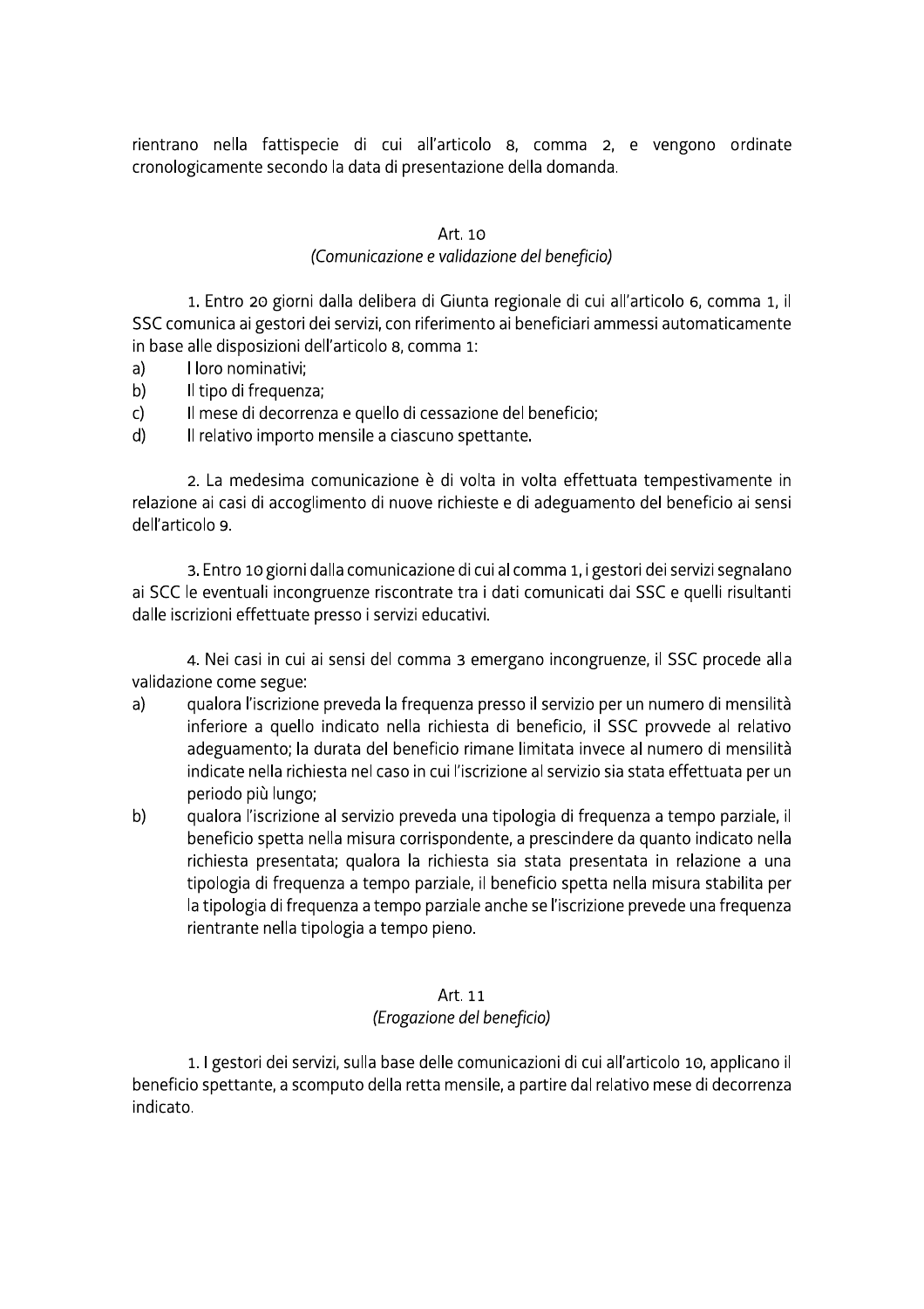rientrano nella fattispecie di cui all'articolo 8, comma 2, e vengono ordinate cronologicamente secondo la data di presentazione della domanda.

### Art. 10
*(Comunicazione e validazione del beneficio)*

1. Entro 20 giorni dalla delibera di Giunta regionale di cui all'articolo 6, comma 1, il SSC comunica ai gestori dei servizi, con riferimento ai beneficiari ammessi automaticamente in base alle disposizioni dell'articolo 8, comma 1:

a) I loro nominativi;
b) Il tipo di frequenza;
c) Il mese di decorrenza e quello di cessazione del beneficio;
d) Il relativo importo mensile a ciascuno spettante.

2. La medesima comunicazione è di volta in volta effettuata tempestivamente in relazione ai casi di accoglimento di nuove richieste e di adeguamento del beneficio ai sensi dell'articolo 9.

3. Entro 10 giorni dalla comunicazione di cui al comma 1, i gestori dei servizi segnalano ai SCC le eventuali incongruenze riscontrate tra i dati comunicati dai SSC e quelli risultanti dalle iscrizioni effettuate presso i servizi educativi.

4. Nei casi in cui ai sensi del comma 3 emergano incongruenze, il SSC procede alla validazione come segue:

a) qualora l'iscrizione preveda la frequenza presso il servizio per un numero di mensilità inferiore a quello indicato nella richiesta di beneficio, il SSC provvede al relativo adeguamento; la durata del beneficio rimane limitata invece al numero di mensilità indicate nella richiesta nel caso in cui l'iscrizione al servizio sia stata effettuata per un periodo più lungo;
b) qualora l'iscrizione al servizio preveda una tipologia di frequenza a tempo parziale, il beneficio spetta nella misura corrispondente, a prescindere da quanto indicato nella richiesta presentata; qualora la richiesta sia stata presentata in relazione a una tipologia di frequenza a tempo parziale, il beneficio spetta nella misura stabilita per la tipologia di frequenza a tempo parziale anche se l'iscrizione prevede una frequenza rientrante nella tipologia a tempo pieno.

### Art. 11
*(Erogazione del beneficio)*

1. I gestori dei servizi, sulla base delle comunicazioni di cui all'articolo 10, applicano il beneficio spettante, a scomputo della retta mensile, a partire dal relativo mese di decorrenza indicato.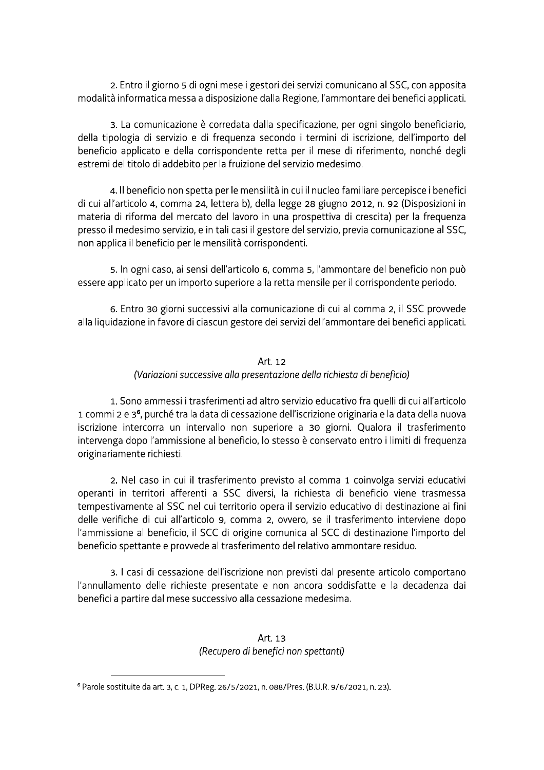2. Entro il giorno 5 di ogni mese i gestori dei servizi comunicano al SSC, con apposita modalità informatica messa a disposizione dalla Regione, l'ammontare dei benefici applicati.

3. La comunicazione è corredata dalla specificazione, per ogni singolo beneficiario, della tipologia di servizio e di frequenza secondo i termini di iscrizione, dell'importo del beneficio applicato e della corrispondente retta per il mese di riferimento, nonché degli estremi del titolo di addebito per la fruizione del servizio medesimo.

4. Il beneficio non spetta per le mensilità in cui il nucleo familiare percepisce i benefici di cui all'articolo 4, comma 24, lettera b), della legge 28 giugno 2012, n. 92 (Disposizioni in materia di riforma del mercato del lavoro in una prospettiva di crescita) per la frequenza presso il medesimo servizio, e in tali casi il gestore del servizio, previa comunicazione al SSC, non applica il beneficio per le mensilità corrispondenti.

5. In ogni caso, ai sensi dell'articolo 6, comma 5, l'ammontare del beneficio non può essere applicato per un importo superiore alla retta mensile per il corrispondente periodo.

6. Entro 30 giorni successivi alla comunicazione di cui al comma 2, il SSC provvede alla liquidazione in favore di ciascun gestore dei servizi dell'ammontare dei benefici applicati.

### Art. 12
### *(Variazioni successive alla presentazione della richiesta di beneficio)*

1. Sono ammessi i trasferimenti ad altro servizio educativo fra quelli di cui all'articolo 1 commi 2 e 3[6], purché tra la data di cessazione dell'iscrizione originaria e la data della nuova iscrizione intercorra un intervallo non superiore a 30 giorni. Qualora il trasferimento intervenga dopo l'ammissione al beneficio, lo stesso è conservato entro i limiti di frequenza originariamente richiesti.

2. Nel caso in cui il trasferimento previsto al comma 1 coinvolga servizi educativi operanti in territori afferenti a SSC diversi, la richiesta di beneficio viene trasmessa tempestivamente al SSC nel cui territorio opera il servizio educativo di destinazione ai fini delle verifiche di cui all'articolo 9, comma 2, ovvero, se il trasferimento interviene dopo l'ammissione al beneficio, il SCC di origine comunica al SCC di destinazione l'importo del beneficio spettante e provvede al trasferimento del relativo ammontare residuo.

3. I casi di cessazione dell'iscrizione non previsti dal presente articolo comportano l'annullamento delle richieste presentate e non ancora soddisfatte e la decadenza dai benefici a partire dal mese successivo alla cessazione medesima.

### Art. 13
### *(Recupero di benefici non spettanti)*

---

[6] Parole sostituite da art. 3, c. 1, DPReg. 26/5/2021, n. 088/Pres. (B.U.R. 9/6/2021, n. 23).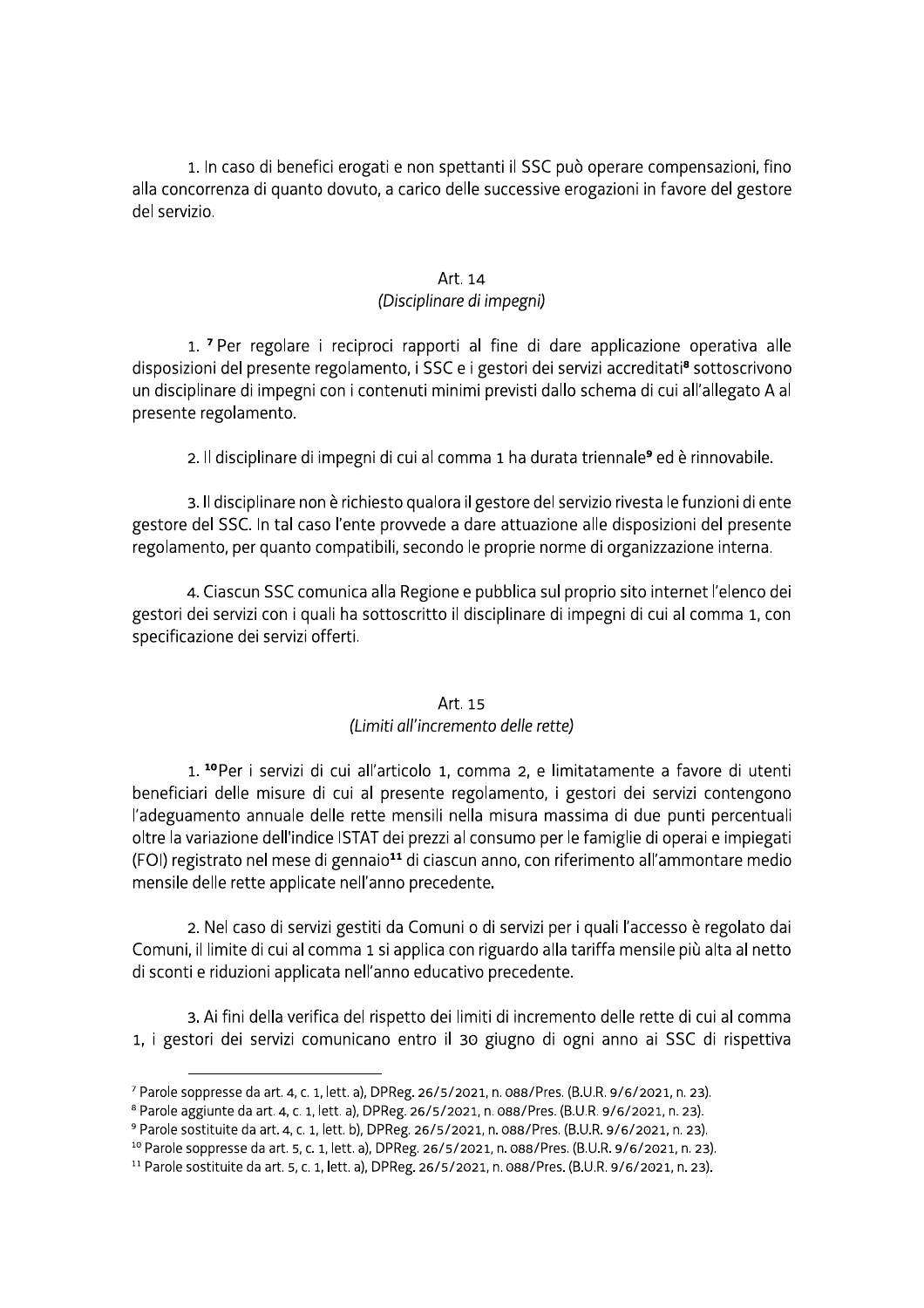1. In caso di benefici erogati e non spettanti il SSC può operare compensazioni, fino alla concorrenza di quanto dovuto, a carico delle successive erogazioni in favore del gestore del servizio.

### Art. 14
### *(Disciplinare di impegni)*

1. [7] Per regolare i reciproci rapporti al fine di dare applicazione operativa alle disposizioni del presente regolamento, i SSC e i gestori dei servizi accreditati[8] sottoscrivono un disciplinare di impegni con i contenuti minimi previsti dallo schema di cui all'allegato A al presente regolamento.

2. Il disciplinare di impegni di cui al comma 1 ha durata triennale[9] ed è rinnovabile.

3. Il disciplinare non è richiesto qualora il gestore del servizio rivesta le funzioni di ente gestore del SSC. In tal caso l'ente provvede a dare attuazione alle disposizioni del presente regolamento, per quanto compatibili, secondo le proprie norme di organizzazione interna.

4. Ciascun SSC comunica alla Regione e pubblica sul proprio sito internet l'elenco dei gestori dei servizi con i quali ha sottoscritto il disciplinare di impegni di cui al comma 1, con specificazione dei servizi offerti.

### Art. 15
### *(Limiti all'incremento delle rette)*

1. [10]Per i servizi di cui all'articolo 1, comma 2, e limitatamente a favore di utenti beneficiari delle misure di cui al presente regolamento, i gestori dei servizi contengono l'adeguamento annuale delle rette mensili nella misura massima di due punti percentuali oltre la variazione dell'indice ISTAT dei prezzi al consumo per le famiglie di operai e impiegati (FOI) registrato nel mese di gennaio[11] di ciascun anno, con riferimento all'ammontare medio mensile delle rette applicate nell'anno precedente.

2. Nel caso di servizi gestiti da Comuni o di servizi per i quali l'accesso è regolato dai Comuni, il limite di cui al comma 1 si applica con riguardo alla tariffa mensile più alta al netto di sconti e riduzioni applicata nell'anno educativo precedente.

3. Ai fini della verifica del rispetto dei limiti di incremento delle rette di cui al comma 1, i gestori dei servizi comunicano entro il 30 giugno di ogni anno ai SSC di rispettiva

---

[7] Parole soppresse da art. 4, c. 1, lett. a), DPReg. 26/5/2021, n. 088/Pres. (B.U.R. 9/6/2021, n. 23).

[8] Parole aggiunte da art. 4, c. 1, lett. a), DPReg. 26/5/2021, n. 088/Pres. (B.U.R. 9/6/2021, n. 23).

[9] Parole sostituite da art. 4, c. 1, lett. b), DPReg. 26/5/2021, n. 088/Pres. (B.U.R. 9/6/2021, n. 23).

[10] Parole soppresse da art. 5, c. 1, lett. a), DPReg. 26/5/2021, n. 088/Pres. (B.U.R. 9/6/2021, n. 23).

[11] Parole sostituite da art. 5, c. 1, lett. a), DPReg. 26/5/2021, n. 088/Pres. (B.U.R. 9/6/2021, n. 23).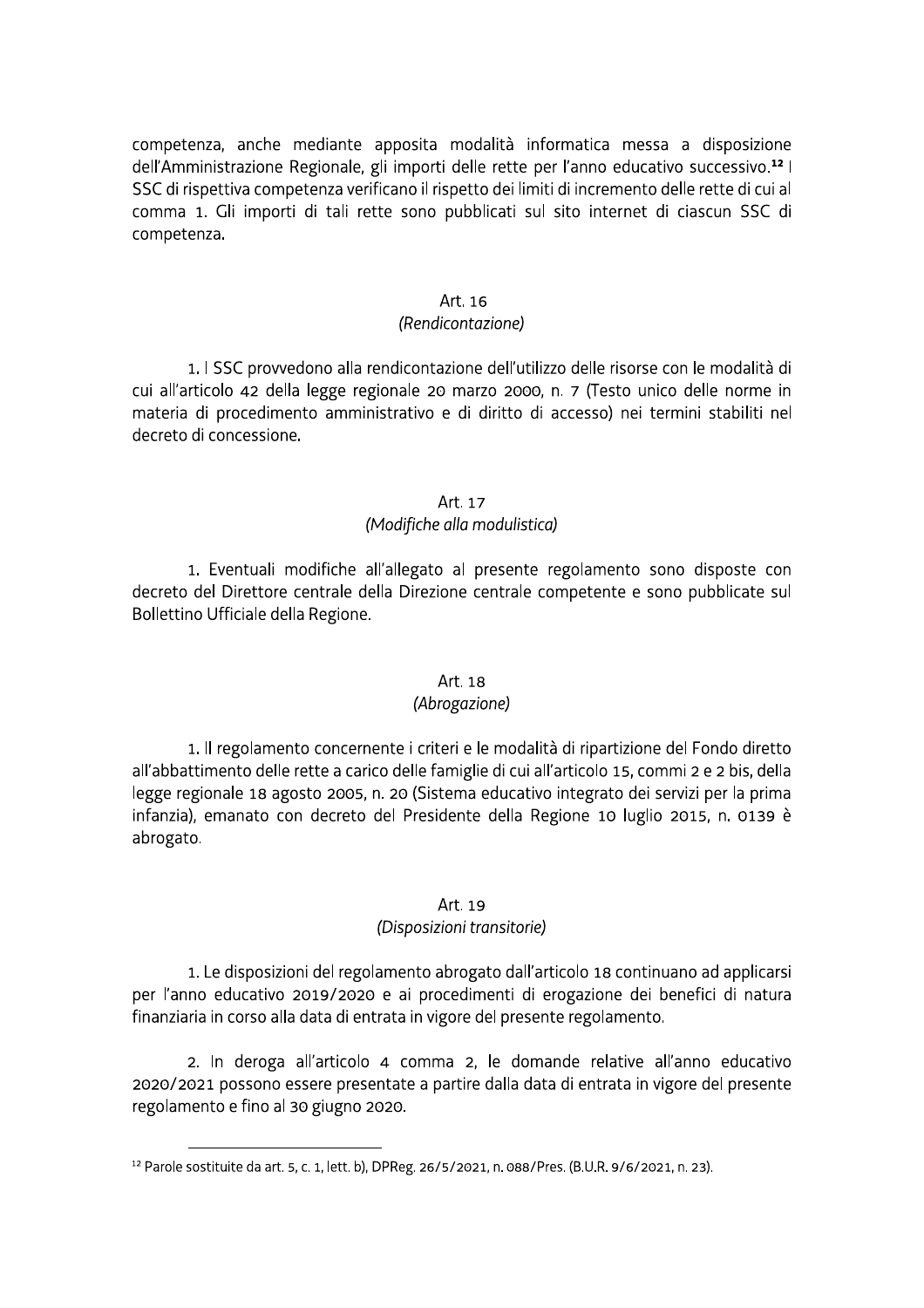competenza, anche mediante apposita modalità informatica messa a disposizione dell'Amministrazione Regionale, gli importi delle rette per l'anno educativo successivo.[12] I SSC di rispettiva competenza verificano il rispetto dei limiti di incremento delle rette di cui al comma 1. Gli importi di tali rette sono pubblicati sul sito internet di ciascun SSC di competenza.

### Art. 16
*(Rendicontazione)*

1. I SSC provvedono alla rendicontazione dell'utilizzo delle risorse con le modalità di cui all'articolo 42 della legge regionale 20 marzo 2000, n. 7 (Testo unico delle norme in materia di procedimento amministrativo e di diritto di accesso) nei termini stabiliti nel decreto di concessione.

### Art. 17
*(Modifiche alla modulistica)*

1. Eventuali modifiche all'allegato al presente regolamento sono disposte con decreto del Direttore centrale della Direzione centrale competente e sono pubblicate sul Bollettino Ufficiale della Regione.

### Art. 18
*(Abrogazione)*

1. Il regolamento concernente i criteri e le modalità di ripartizione del Fondo diretto all'abbattimento delle rette a carico delle famiglie di cui all'articolo 15, commi 2 e 2 bis, della legge regionale 18 agosto 2005, n. 20 (Sistema educativo integrato dei servizi per la prima infanzia), emanato con decreto del Presidente della Regione 10 luglio 2015, n. 0139 è abrogato.

### Art. 19
*(Disposizioni transitorie)*

1. Le disposizioni del regolamento abrogato dall'articolo 18 continuano ad applicarsi per l'anno educativo 2019/2020 e ai procedimenti di erogazione dei benefici di natura finanziaria in corso alla data di entrata in vigore del presente regolamento.

2. In deroga all'articolo 4 comma 2, le domande relative all'anno educativo 2020/2021 possono essere presentate a partire dalla data di entrata in vigore del presente regolamento e fino al 30 giugno 2020.

---

[12] Parole sostituite da art. 5, c. 1, lett. b), DPReg. 26/5/2021, n. 088/Pres. (B.U.R. 9/6/2021, n. 23).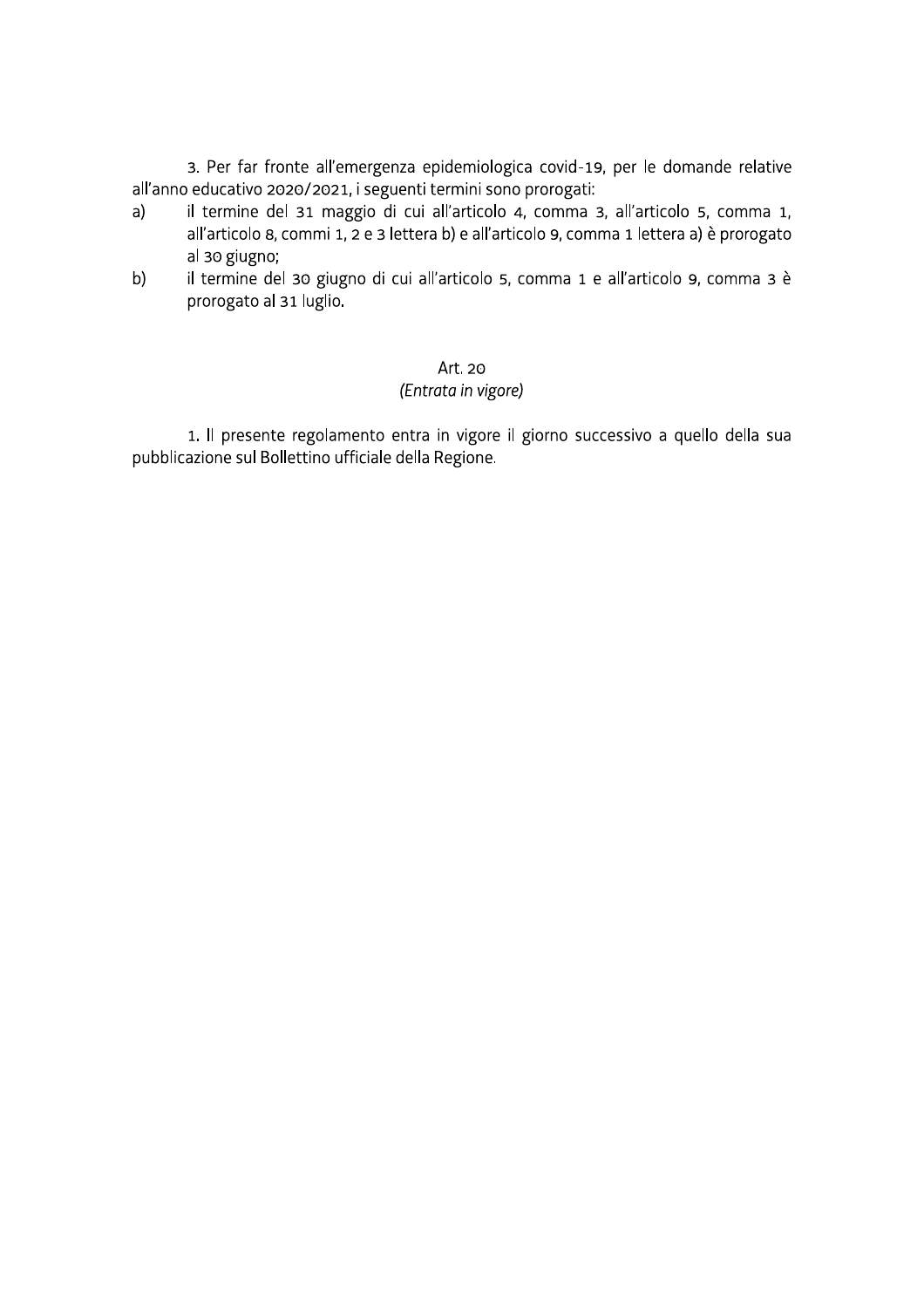3. Per far fronte all'emergenza epidemiologica covid-19, per le domande relative all'anno educativo 2020/2021, i seguenti termini sono prorogati:

a) il termine del 31 maggio di cui all'articolo 4, comma 3, all'articolo 5, comma 1, all'articolo 8, commi 1, 2 e 3 lettera b) e all'articolo 9, comma 1 lettera a) è prorogato al 30 giugno;

b) il termine del 30 giugno di cui all'articolo 5, comma 1 e all'articolo 9, comma 3 è prorogato al 31 luglio.

## Art. 20
*(Entrata in vigore)*

1. Il presente regolamento entra in vigore il giorno successivo a quello della sua pubblicazione sul Bollettino ufficiale della Regione.